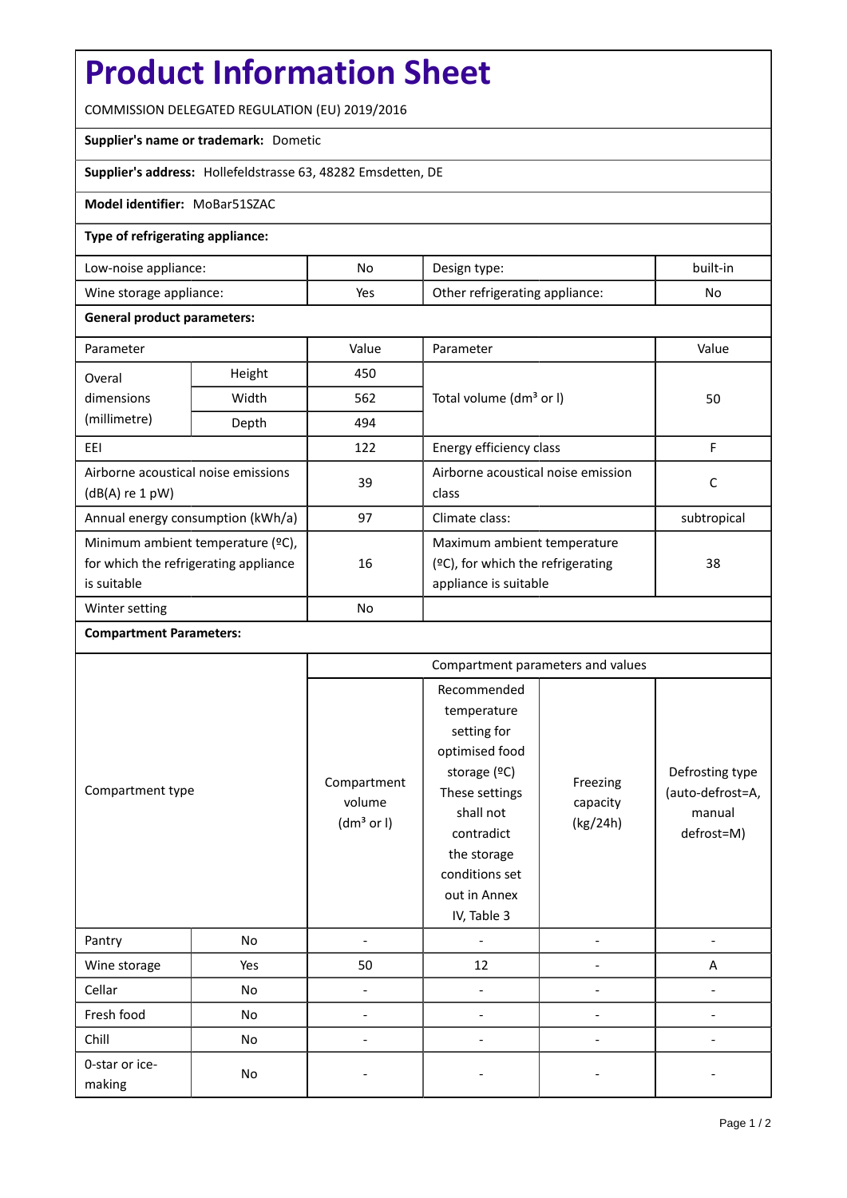# Product Information Sheet

COMMISSION DELEGATED REGULATION (EU) 2019/2016

**Supplier's name or trademark:** Dometic

**Supplier's address:** Hollefeldstrasse 63, 48282 Emsdetten, DE

**Model identifier:** MoBar51SZAC

**Type of refrigerating appliance:**

| | | | |
|---|---|---|---|
| Low-noise appliance: | No | Design type: | built-in |
| Wine storage appliance: | Yes | Other refrigerating appliance: | No |

**General product parameters:**

| Parameter | | Value | Parameter | Value |
|---|---|---|---|---|
| Overal dimensions (millimetre) | Height | 450 | Total volume (dm³ or l) | 50 |
| | Width | 562 | | |
| | Depth | 494 | | |
| EEI | | 122 | Energy efficiency class | F |
| Airborne acoustical noise emissions (dB(A) re 1 pW) | | 39 | Airborne acoustical noise emission class | C |
| Annual energy consumption (kWh/a) | | 97 | Climate class: | subtropical |
| Minimum ambient temperature (ºC), for which the refrigerating appliance is suitable | | 16 | Maximum ambient temperature (ºC), for which the refrigerating appliance is suitable | 38 |
| Winter setting | | No | | |

**Compartment Parameters:**

| Compartment type | | Compartment parameters and values | | | |
|---|---|---|---|---|---|
| | | Compartment volume (dm³ or l) | Recommended temperature setting for optimised food storage (ºC) These settings shall not contradict the storage conditions set out in Annex IV, Table 3 | Freezing capacity (kg/24h) | Defrosting type (auto-defrost=A, manual defrost=M) |
| Pantry | No | - | - | - | - |
| Wine storage | Yes | 50 | 12 | - | A |
| Cellar | No | - | - | - | - |
| Fresh food | No | - | - | - | - |
| Chill | No | - | - | - | - |
| 0-star or ice-making | No | - | - | - | - |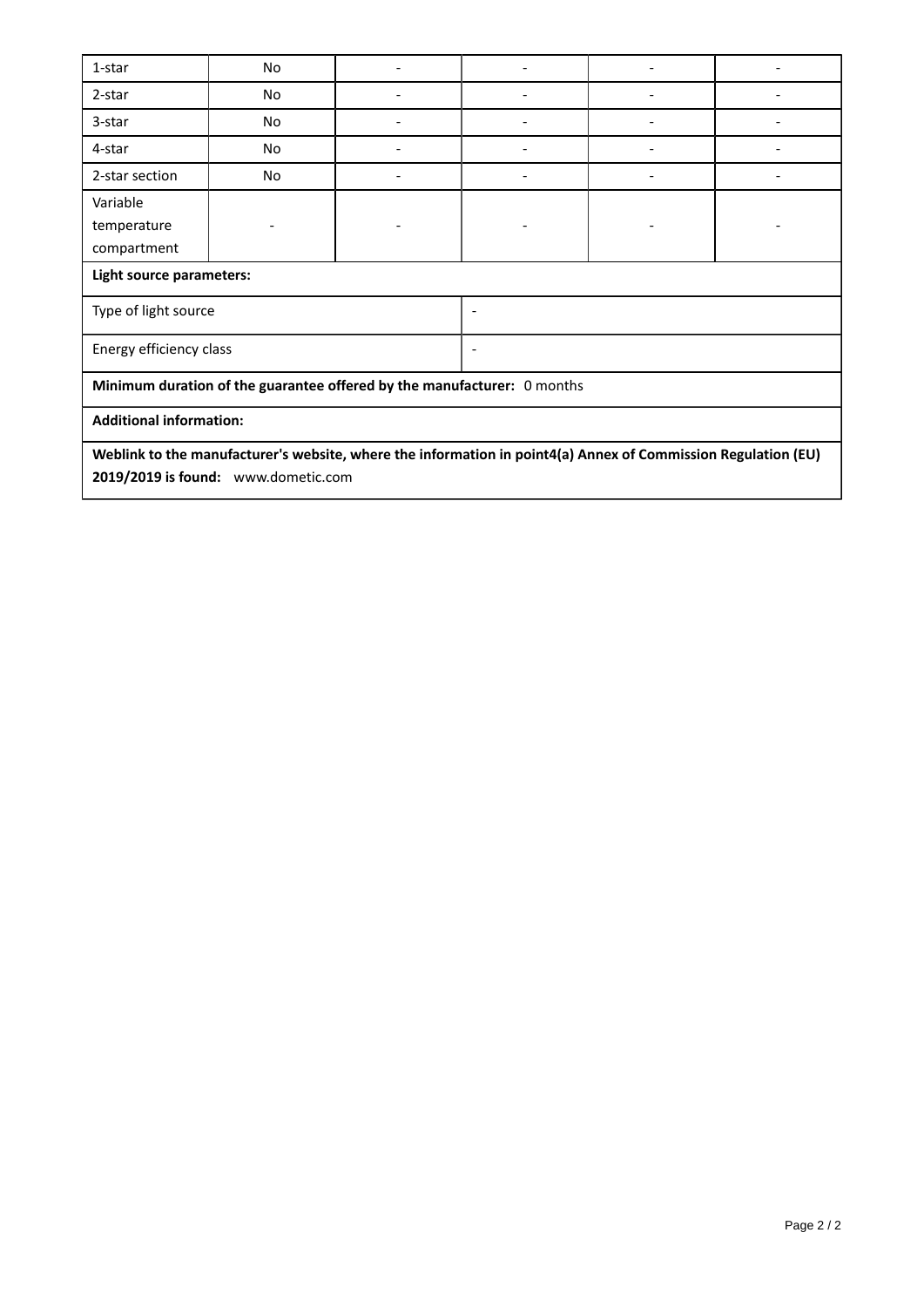| | | | | | |
|---|---|---|---|---|---|
| 1-star | No | - | - | - | - |
| 2-star | No | - | - | - | - |
| 3-star | No | - | - | - | - |
| 4-star | No | - | - | - | - |
| 2-star section | No | - | - | - | - |
| Variable temperature compartment | - | - | - | - | - |

| | |
|---|---|
| **Light source parameters:** | |
| Type of light source | - |
| Energy efficiency class | - |

**Minimum duration of the guarantee offered by the manufacturer:** 0 months

**Additional information:**

**Weblink to the manufacturer's website, where the information in point4(a) Annex of Commission Regulation (EU) 2019/2019 is found:** www.dometic.com